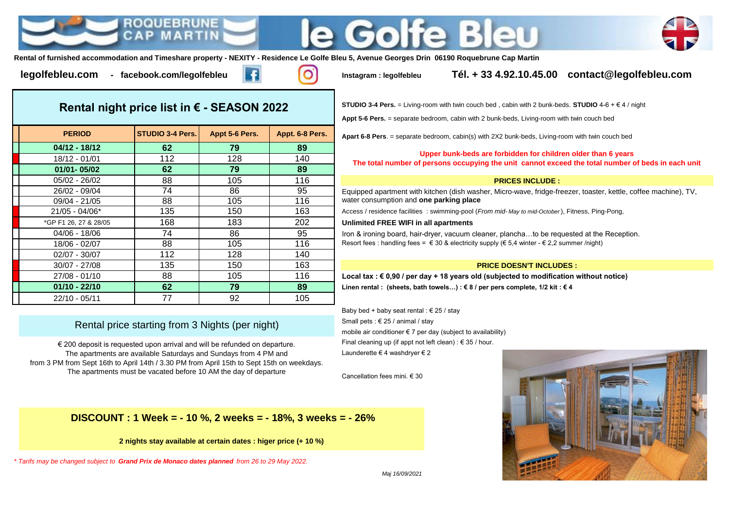# ROQUEBRUNE CAP MARTIN — le Golfe Bleu

**Rental of furnished accommodation and Timeshare property - NEXITY - Residence Le Golfe Bleu 5, Avenue Georges Drin 06190 Roquebrune Cap Martin**

**legolfebleu.com - facebook.com/legolfebleu** **Instagram : legolfebleu** **Tél. + 33 4.92.10.45.00 contact@legolfebleu.com**

## Rental night price list in € - SEASON 2022

| PERIOD | STUDIO 3-4 Pers. | Appt 5-6 Pers. | Appt. 6-8 Pers. |
|---|---|---|---|
| **04/12 - 18/12** | **62** | **79** | **89** |
| 18/12 - 01/01 | 112 | 128 | 140 |
| **01/01- 05/02** | **62** | **79** | **89** |
| 05/02 - 26/02 | 88 | 105 | 116 |
| 26/02 - 09/04 | 74 | 86 | 95 |
| 09/04 - 21/05 | 88 | 105 | 116 |
| 21/05 - 04/06* | 135 | 150 | 163 |
| *GP F1 26, 27 & 28/05 | 168 | 183 | 202 |
| 04/06 - 18/06 | 74 | 86 | 95 |
| 18/06 - 02/07 | 88 | 105 | 116 |
| 02/07 - 30/07 | 112 | 128 | 140 |
| 30/07 - 27/08 | 135 | 150 | 163 |
| 27/08 - 01/10 | 88 | 105 | 116 |
| **01/10 - 22/10** | **62** | **79** | **89** |
| 22/10 - 05/11 | 77 | 92 | 105 |

Rental price starting from 3 Nights (per night)

€ 200 deposit is requested upon arrival and will be refunded on departure.
The apartments are available Saturdays and Sundays from 4 PM and
from 3 PM from Sept 16th to April 14th / 3.30 PM from April 15th to Sept 15th on weekdays.
The apartments must be vacated before 10 AM the day of departure

**STUDIO 3-4 Pers.** = Living-room with twin couch bed , cabin with 2 bunk-beds. **STUDIO** 4-6 + € 4 / night

**Appt 5-6 Pers.** = separate bedroom, cabin with 2 bunk-beds, Living-room with twin couch bed

**Apart 6-8 Pers**. = separate bedroom, cabin(s) with 2X2 bunk-beds, Living-room with twin couch bed

**Upper bunk-beds are forbidden for children older than 6 years**
**The total number of persons occupying the unit cannot exceed the total number of beds in each unit**

### PRICES INCLUDE :

Equipped apartment with kitchen (dish washer, Micro-wave, fridge-freezer, toaster, kettle, coffee machine), TV, water consumption and **one parking place**

Access / residence facilities : swimming-pool (*From mid- May to mid-October*), Fitness, Ping-Pong,

**Unlimited FREE WIFI in all apartments**

Iron & ironing board, hair-dryer, vacuum cleaner, plancha…to be requested at the Reception.

Resort fees : handling fees = € 30 & electricity supply (€ 5,4 winter - € 2,2 summer /night)

### PRICE DOESN'T INCLUDES :

**Local tax : € 0,90 / per day + 18 years old (subjected to modification without notice)**

**Linen rental : (sheets, bath towels…) : € 8 / per pers complete, 1/2 kit : € 4**

Baby bed + baby seat rental : € 25 / stay
Small pets : € 25 / animal / stay
mobile air conditioner € 7 per day (subject to availability)
Final cleaning up (if appt not left clean) : € 35 / hour.
Launderette € 4 washdryer € 2

Cancellation fees mini. € 30

**DISCOUNT : 1 Week = - 10 %, 2 weeks = - 18%, 3 weeks = - 26%**

**2 nights stay available at certain dates : higer price (+ 10 %)**

*\* Tarifs may be changed subject to **Grand Prix de Monaco dates planned** from 26 to 29 May 2022.*

*Maj 16/09/2021*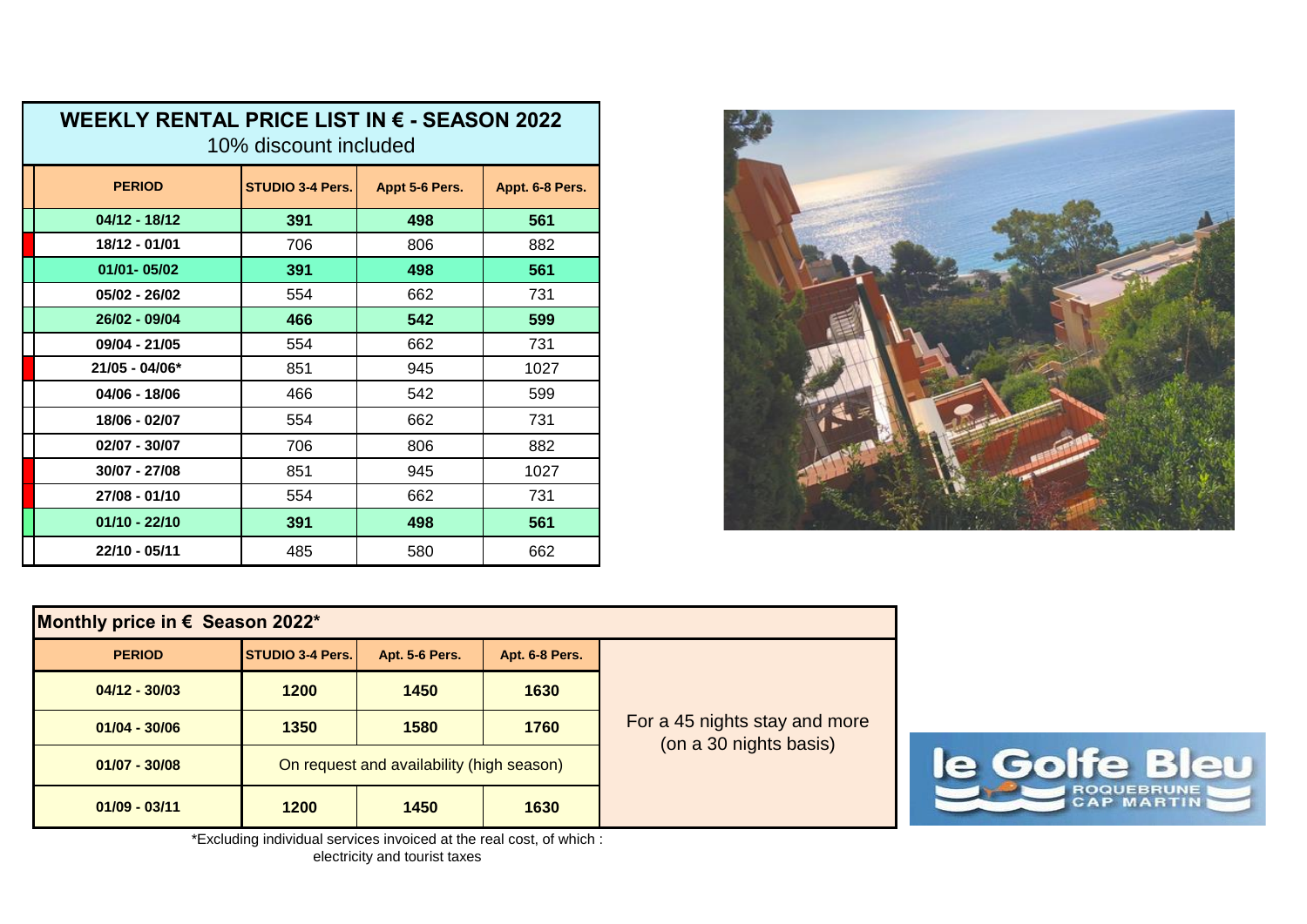## WEEKLY RENTAL PRICE LIST IN € - SEASON 2022

10% discount included

| PERIOD | STUDIO 3-4 Pers. | Appt 5-6 Pers. | Appt. 6-8 Pers. |
|---|---|---|---|
| **04/12 - 18/12** | **391** | **498** | **561** |
| 18/12 - 01/01 | 706 | 806 | 882 |
| **01/01- 05/02** | **391** | **498** | **561** |
| 05/02 - 26/02 | 554 | 662 | 731 |
| **26/02 - 09/04** | **466** | **542** | **599** |
| 09/04 - 21/05 | 554 | 662 | 731 |
| 21/05 - 04/06* | 851 | 945 | 1027 |
| 04/06 - 18/06 | 466 | 542 | 599 |
| 18/06 - 02/07 | 554 | 662 | 731 |
| 02/07 - 30/07 | 706 | 806 | 882 |
| 30/07 - 27/08 | 851 | 945 | 1027 |
| 27/08 - 01/10 | 554 | 662 | 731 |
| **01/10 - 22/10** | **391** | **498** | **561** |
| 22/10 - 05/11 | 485 | 580 | 662 |

## Monthly price in € Season 2022*

| PERIOD | STUDIO 3-4 Pers. | Apt. 5-6 Pers. | Apt. 6-8 Pers. | |
|---|---|---|---|---|
| 04/12 - 30/03 | 1200 | 1450 | 1630 | For a 45 nights stay and more (on a 30 nights basis) |
| 01/04 - 30/06 | 1350 | 1580 | 1760 | |
| 01/07 - 30/08 | On request and availability (high season) | | | |
| 01/09 - 03/11 | 1200 | 1450 | 1630 | |

*Excluding individual services invoiced at the real cost, of which : electricity and tourist taxes

le Golfe Bleu
ROQUEBRUNE CAP MARTIN